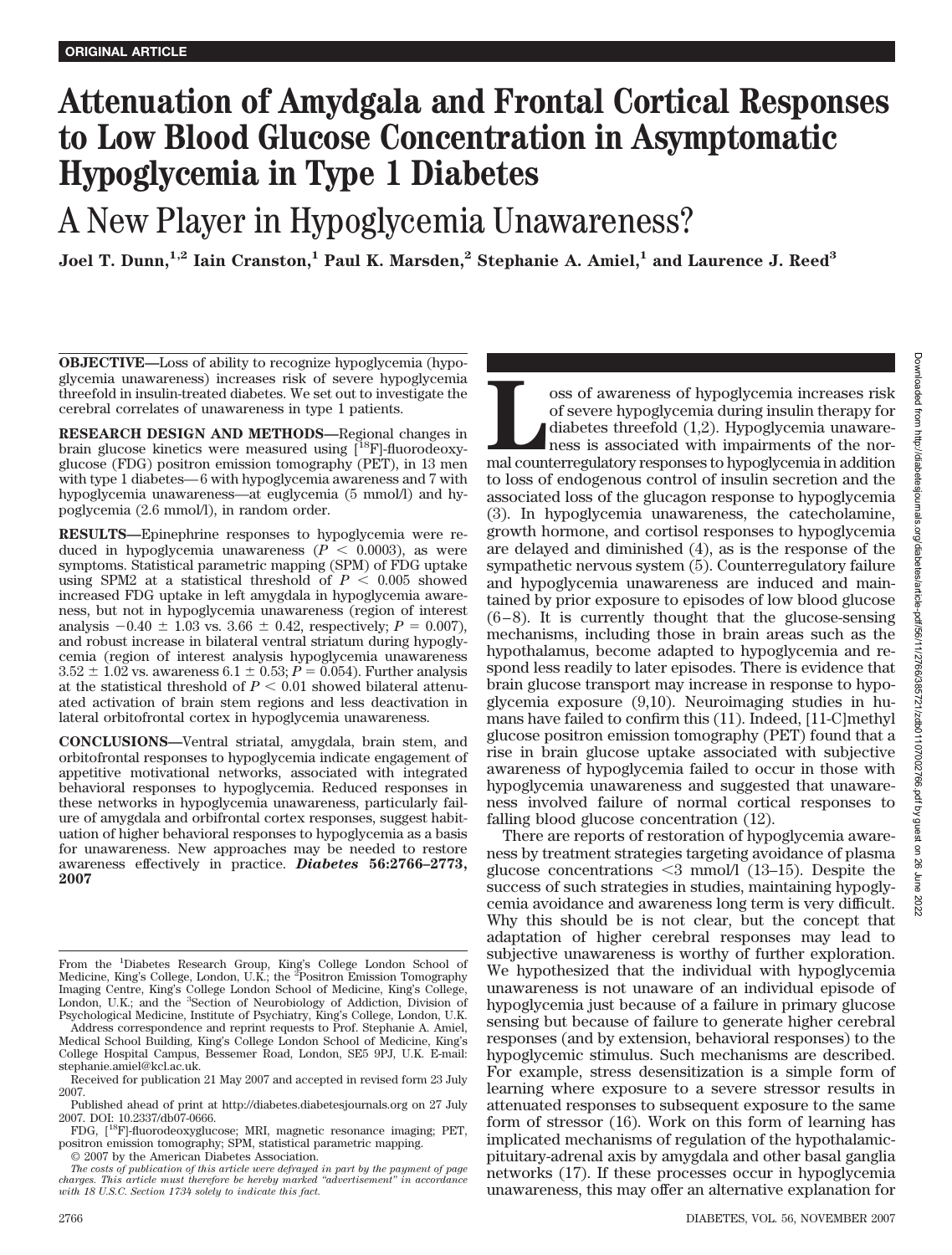ORIGINAL ARTICLE

# Attenuation of Amygdala and Frontal Cortical Responses to Low Blood Glucose Concentration in Asymptomatic Hypoglycemia in Type 1 Diabetes

## A New Player in Hypoglycemia Unawareness?

**Joel T. Dunn,[1,2] Iain Cranston,[1] Paul K. Marsden,[2] Stephanie A. Amiel,[1] and Laurence J. Reed[3]**

**OBJECTIVE—**Loss of ability to recognize hypoglycemia (hypoglycemia unawareness) increases risk of severe hypoglycemia threefold in insulin-treated diabetes. We set out to investigate the cerebral correlates of unawareness in type 1 patients.

**RESEARCH DESIGN AND METHODS—**Regional changes in brain glucose kinetics were measured using [$^{18}$F]-fluorodeoxyglucose (FDG) positron emission tomography (PET), in 13 men with type 1 diabetes—6 with hypoglycemia awareness and 7 with hypoglycemia unawareness—at euglycemia (5 mmol/l) and hypoglycemia (2.6 mmol/l), in random order.

**RESULTS—**Epinephrine responses to hypoglycemia were reduced in hypoglycemia unawareness ($P < 0.0003$), as were symptoms. Statistical parametric mapping (SPM) of FDG uptake using SPM2 at a statistical threshold of $P < 0.005$ showed increased FDG uptake in left amygdala in hypoglycemia awareness, but not in hypoglycemia unawareness (region of interest analysis $-0.40 \pm 1.03$ vs. $3.66 \pm 0.42$, respectively; $P = 0.007$), and robust increase in bilateral ventral striatum during hypoglycemia (region of interest analysis hypoglycemia unawareness $3.52 \pm 1.02$ vs. awareness $6.1 \pm 0.53$; $P = 0.054$). Further analysis at the statistical threshold of $P < 0.01$ showed bilateral attenuated activation of brain stem regions and less deactivation in lateral orbitofrontal cortex in hypoglycemia unawareness.

**CONCLUSIONS—**Ventral striatal, amygdala, brain stem, and orbitofrontal responses to hypoglycemia indicate engagement of appetitive motivational networks, associated with integrated behavioral responses to hypoglycemia. Reduced responses in these networks in hypoglycemia unawareness, particularly failure of amygdala and orbifrontal cortex responses, suggest habituation of higher behavioral responses to hypoglycemia as a basis for unawareness. New approaches may be needed to restore awareness effectively in practice. ***Diabetes* 56:2766–2773, 2007**

From the [1]Diabetes Research Group, King's College London School of Medicine, King's College, London, U.K.; the [2]Positron Emission Tomography Imaging Centre, King's College London School of Medicine, King's College, London, U.K.; and the [3]Section of Neurobiology of Addiction, Division of Psychological Medicine, Institute of Psychiatry, King's College, London, U.K.

Address correspondence and reprint requests to Prof. Stephanie A. Amiel, Medical School Building, King's College London School of Medicine, King's College Hospital Campus, Bessemer Road, London, SE5 9PJ, U.K. E-mail: stephanie.amiel@kcl.ac.uk.

Received for publication 21 May 2007 and accepted in revised form 23 July 2007.

Published ahead of print at http://diabetes.diabetesjournals.org on 27 July 2007. DOI: 10.2337/db07-0666.

FDG, [$^{18}$F]-fluorodeoxyglucose; MRI, magnetic resonance imaging; PET, positron emission tomography; SPM, statistical parametric mapping.

© 2007 by the American Diabetes Association.

*The costs of publication of this article were defrayed in part by the payment of page charges. This article must therefore be hereby marked "advertisement" in accordance with 18 U.S.C. Section 1734 solely to indicate this fact.*

Loss of awareness of hypoglycemia increases risk of severe hypoglycemia during insulin therapy for diabetes threefold (1,2). Hypoglycemia unawareness is associated with impairments of the normal counterregulatory responses to hypoglycemia in addition to loss of endogenous control of insulin secretion and the associated loss of the glucagon response to hypoglycemia (3). In hypoglycemia unawareness, the catecholamine, growth hormone, and cortisol responses to hypoglycemia are delayed and diminished (4), as is the response of the sympathetic nervous system (5). Counterregulatory failure and hypoglycemia unawareness are induced and maintained by prior exposure to episodes of low blood glucose (6–8). It is currently thought that the glucose-sensing mechanisms, including those in brain areas such as the hypothalamus, become adapted to hypoglycemia and respond less readily to later episodes. There is evidence that brain glucose transport may increase in response to hypoglycemia exposure (9,10). Neuroimaging studies in humans have failed to confirm this (11). Indeed, [11-C]methyl glucose positron emission tomography (PET) found that a rise in brain glucose uptake associated with subjective awareness of hypoglycemia failed to occur in those with hypoglycemia unawareness and suggested that unawareness involved failure of normal cortical responses to falling blood glucose concentration (12).

There are reports of restoration of hypoglycemia awareness by treatment strategies targeting avoidance of plasma glucose concentrations <3 mmol/l (13–15). Despite the success of such strategies in studies, maintaining hypoglycemia avoidance and awareness long term is very difficult. Why this should be is not clear, but the concept that adaptation of higher cerebral responses may lead to subjective unawareness is worthy of further exploration. We hypothesized that the individual with hypoglycemia unawareness is not unaware of an individual episode of hypoglycemia just because of a failure in primary glucose sensing but because of failure to generate higher cerebral responses (and by extension, behavioral responses) to the hypoglycemic stimulus. Such mechanisms are described. For example, stress desensitization is a simple form of learning where exposure to a severe stressor results in attenuated responses to subsequent exposure to the same form of stressor (16). Work on this form of learning has implicated mechanisms of regulation of the hypothalamic-pituitary-adrenal axis by amygdala and other basal ganglia networks (17). If these processes occur in hypoglycemia unawareness, this may offer an alternative explanation for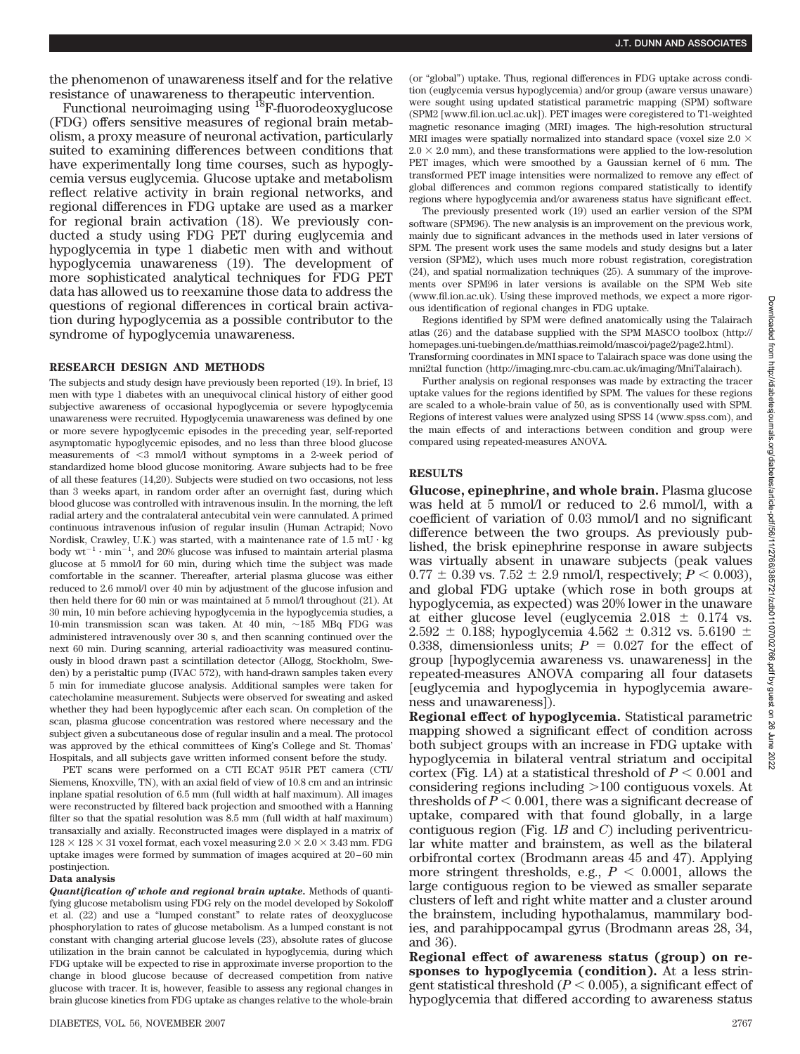the phenomenon of unawareness itself and for the relative resistance of unawareness to therapeutic intervention.

Functional neuroimaging using $^{18}$F-fluorodeoxyglucose (FDG) offers sensitive measures of regional brain metabolism, a proxy measure of neuronal activation, particularly suited to examining differences between conditions that have experimentally long time courses, such as hypoglycemia versus euglycemia. Glucose uptake and metabolism reflect relative activity in brain regional networks, and regional differences in FDG uptake are used as a marker for regional brain activation (18). We previously conducted a study using FDG PET during euglycemia and hypoglycemia in type 1 diabetic men with and without hypoglycemia unawareness (19). The development of more sophisticated analytical techniques for FDG PET data has allowed us to reexamine those data to address the questions of regional differences in cortical brain activation during hypoglycemia as a possible contributor to the syndrome of hypoglycemia unawareness.

## RESEARCH DESIGN AND METHODS

The subjects and study design have previously been reported (19). In brief, 13 men with type 1 diabetes with an unequivocal clinical history of either good subjective awareness of occasional hypoglycemia or severe hypoglycemia unawareness were recruited. Hypoglycemia unawareness was defined by one or more severe hypoglycemic episodes in the preceding year, self-reported asymptomatic hypoglycemic episodes, and no less than three blood glucose measurements of <3 mmol/l without symptoms in a 2-week period of standardized home blood glucose monitoring. Aware subjects had to be free of all these features (14,20). Subjects were studied on two occasions, not less than 3 weeks apart, in random order after an overnight fast, during which blood glucose was controlled with intravenous insulin. In the morning, the left radial artery and the contralateral antecubital vein were cannulated. A primed continuous intravenous infusion of regular insulin (Human Actrapid; Novo Nordisk, Crawley, U.K.) was started, with a maintenance rate of 1.5 mU · kg body $wt^{-1} \cdot min^{-1}$, and 20% glucose was infused to maintain arterial plasma glucose at 5 mmol/l for 60 min, during which time the subject was made comfortable in the scanner. Thereafter, arterial plasma glucose was either reduced to 2.6 mmol/l over 40 min by adjustment of the glucose infusion and then held there for 60 min or was maintained at 5 mmol/l throughout (21). At 30 min, 10 min before achieving hypoglycemia in the hypoglycemia studies, a 10-min transmission scan was taken. At 40 min, ~185 MBq FDG was administered intravenously over 30 s, and then scanning continued over the next 60 min. During scanning, arterial radioactivity was measured continuously in blood drawn past a scintillation detector (Allogg, Stockholm, Sweden) by a peristaltic pump (IVAC 572), with hand-drawn samples taken every 5 min for immediate glucose analysis. Additional samples were taken for catecholamine measurement. Subjects were observed for sweating and asked whether they had been hypoglycemic after each scan. On completion of the scan, plasma glucose concentration was restored where necessary and the subject given a subcutaneous dose of regular insulin and a meal. The protocol was approved by the ethical committees of King's College and St. Thomas' Hospitals, and all subjects gave written informed consent before the study.

PET scans were performed on a CTI ECAT 951R PET camera (CTI/Siemens, Knoxville, TN), with an axial field of view of 10.8 cm and an intrinsic inplane spatial resolution of 6.5 mm (full width at half maximum). All images were reconstructed by filtered back projection and smoothed with a Hanning filter so that the spatial resolution was 8.5 mm (full width at half maximum) transaxially and axially. Reconstructed images were displayed in a matrix of $128 \times 128 \times 31$ voxel format, each voxel measuring $2.0 \times 2.0 \times 3.43$ mm. FDG uptake images were formed by summation of images acquired at 20–60 min postinjection.

### Data analysis

***Quantification of whole and regional brain uptake.*** Methods of quantifying glucose metabolism using FDG rely on the model developed by Sokoloff et al. (22) and use a "lumped constant" to relate rates of deoxyglucose phosphorylation to rates of glucose metabolism. As a lumped constant is not constant with changing arterial glucose levels (23), absolute rates of glucose utilization in the brain cannot be calculated in hypoglycemia, during which FDG uptake will be expected to rise in approximate inverse proportion to the change in blood glucose because of decreased competition from native glucose with tracer. It is, however, feasible to assess any regional changes in brain glucose kinetics from FDG uptake as changes relative to the whole-brain (or "global") uptake. Thus, regional differences in FDG uptake across condition (euglycemia versus hypoglycemia) and/or group (aware versus unaware) were sought using updated statistical parametric mapping (SPM) software (SPM2 [www.fil.ion.ucl.ac.uk]). PET images were coregistered to T1-weighted magnetic resonance imaging (MRI) images. The high-resolution structural MRI images were spatially normalized into standard space (voxel size $2.0 \times 2.0 \times 2.0$ mm), and these transformations were applied to the low-resolution PET images, which were smoothed by a Gaussian kernel of 6 mm. The transformed PET image intensities were normalized to remove any effect of global differences and common regions compared statistically to identify regions where hypoglycemia and/or awareness status have significant effect.

The previously presented work (19) used an earlier version of the SPM software (SPM96). The new analysis is an improvement on the previous work, mainly due to significant advances in the methods used in later versions of SPM. The present work uses the same models and study designs but a later version (SPM2), which uses much more robust registration, coregistration (24), and spatial normalization techniques (25). A summary of the improvements over SPM96 in later versions is available on the SPM Web site (www.fil.ion.ac.uk). Using these improved methods, we expect a more rigorous identification of regional changes in FDG uptake.

Regions identified by SPM were defined anatomically using the Talairach atlas (26) and the database supplied with the SPM MASCO toolbox (http://homepages.uni-tuebingen.de/matthias.reimold/mascoi/page2/page2.html). Transforming coordinates in MNI space to Talairach space was done using the mni2tal function (http://imaging.mrc-cbu.cam.ac.uk/imaging/MniTalairach).

Further analysis on regional responses was made by extracting the tracer uptake values for the regions identified by SPM. The values for these regions are scaled to a whole-brain value of 50, as is conventionally used with SPM. Regions of interest values were analyzed using SPSS 14 (www.spss.com), and the main effects of and interactions between condition and group were compared using repeated-measures ANOVA.

## RESULTS

**Glucose, epinephrine, and whole brain.** Plasma glucose was held at 5 mmol/l or reduced to 2.6 mmol/l, with a coefficient of variation of 0.03 mmol/l and no significant difference between the two groups. As previously published, the brisk epinephrine response in aware subjects was virtually absent in unaware subjects (peak values $0.77 \pm 0.39$ vs. $7.52 \pm 2.9$ nmol/l, respectively; $P < 0.003$), and global FDG uptake (which rose in both groups at hypoglycemia, as expected) was 20% lower in the unaware at either glucose level (euglycemia $2.018 \pm 0.174$ vs. $2.592 \pm 0.188$; hypoglycemia $4.562 \pm 0.312$ vs. $5.6190 \pm 0.338$, dimensionless units; $P = 0.027$ for the effect of group [hypoglycemia awareness vs. unawareness] in the repeated-measures ANOVA comparing all four datasets [euglycemia and hypoglycemia in hypoglycemia awareness and unawareness]).

**Regional effect of hypoglycemia.** Statistical parametric mapping showed a significant effect of condition across both subject groups with an increase in FDG uptake with hypoglycemia in bilateral ventral striatum and occipital cortex (Fig. 1*A*) at a statistical threshold of $P < 0.001$ and considering regions including >100 contiguous voxels. At thresholds of $P < 0.001$, there was a significant decrease of uptake, compared with that found globally, in a large contiguous region (Fig. 1*B* and *C*) including periventricular white matter and brainstem, as well as the bilateral orbifrontal cortex (Brodmann areas 45 and 47). Applying more stringent thresholds, e.g., $P < 0.0001$, allows the large contiguous region to be viewed as smaller separate clusters of left and right white matter and a cluster around the brainstem, including hypothalamus, mammilary bodies, and parahippocampal gyrus (Brodmann areas 28, 34, and 36).

**Regional effect of awareness status (group) on responses to hypoglycemia (condition).** At a less stringent statistical threshold ($P < 0.005$), a significant effect of hypoglycemia that differed according to awareness status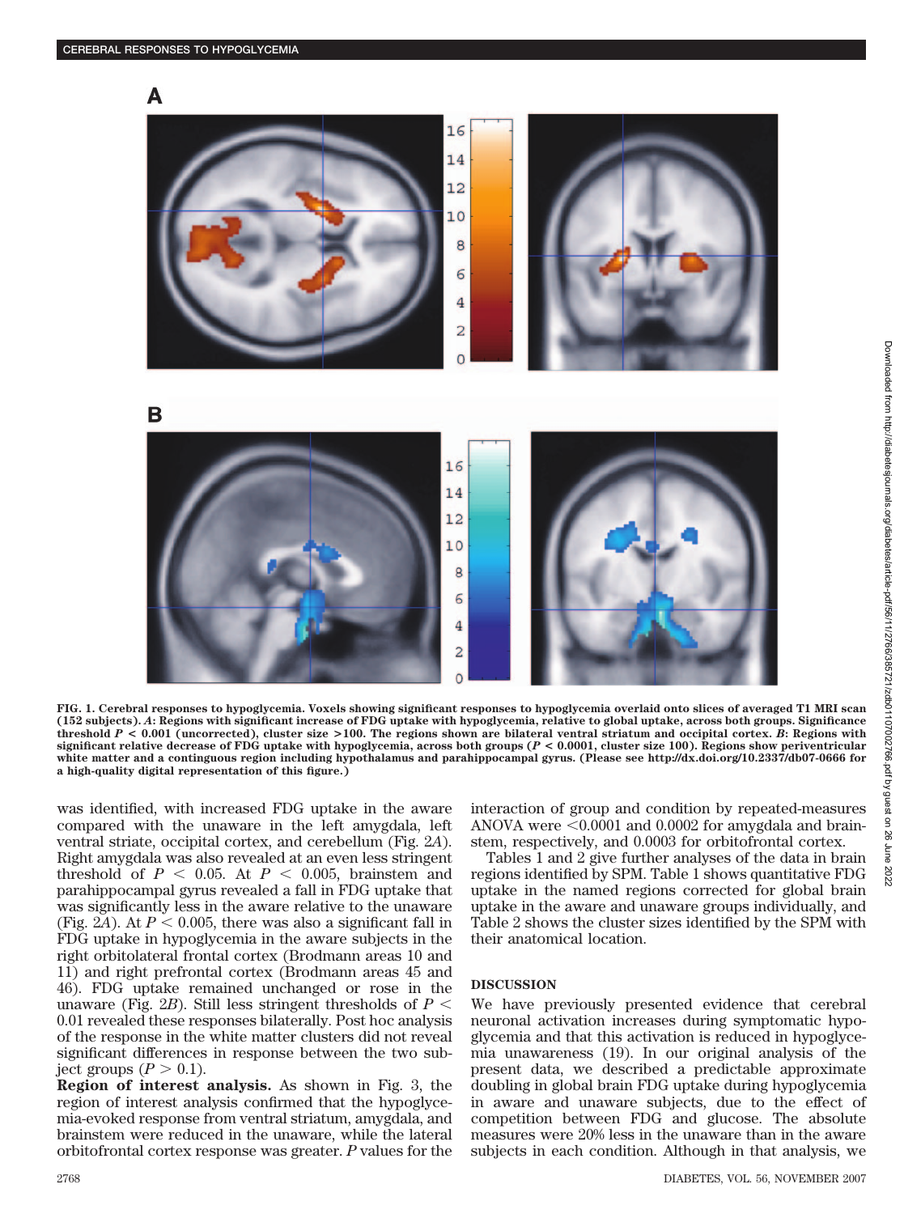FIG. 1. Cerebral responses to hypoglycemia. Voxels showing significant responses to hypoglycemia overlaid onto slices of averaged T1 MRI scan (152 subjects). *A*: Regions with significant increase of FDG uptake with hypoglycemia, relative to global uptake, across both groups. Significance threshold $P < 0.001$ (uncorrected), cluster size >100. The regions shown are bilateral ventral striatum and occipital cortex. *B*: Regions with significant relative decrease of FDG uptake with hypoglycemia, across both groups ($P < 0.0001$, cluster size 100). Regions show periventricular white matter and a continguous region including hypothalamus and parahippocampal gyrus. (Please see http://dx.doi.org/10.2337/db07-0666 for a high-quality digital representation of this figure.)

was identified, with increased FDG uptake in the aware compared with the unaware in the left amygdala, left ventral striate, occipital cortex, and cerebellum (Fig. 2*A*). Right amygdala was also revealed at an even less stringent threshold of $P < 0.05$. At $P < 0.005$, brainstem and parahippocampal gyrus revealed a fall in FDG uptake that was significantly less in the aware relative to the unaware (Fig. 2*A*). At $P < 0.005$, there was also a significant fall in FDG uptake in hypoglycemia in the aware subjects in the right orbitolateral frontal cortex (Brodmann areas 10 and 11) and right prefrontal cortex (Brodmann areas 45 and 46). FDG uptake remained unchanged or rose in the unaware (Fig. 2*B*). Still less stringent thresholds of $P < 0.01$ revealed these responses bilaterally. Post hoc analysis of the response in the white matter clusters did not reveal significant differences in response between the two subject groups ($P > 0.1$).

**Region of interest analysis.** As shown in Fig. 3, the region of interest analysis confirmed that the hypoglycemia-evoked response from ventral striatum, amygdala, and brainstem were reduced in the unaware, while the lateral orbitofrontal cortex response was greater. *P* values for the interaction of group and condition by repeated-measures ANOVA were <0.0001 and 0.0002 for amygdala and brainstem, respectively, and 0.0003 for orbitofrontal cortex.

Tables 1 and 2 give further analyses of the data in brain regions identified by SPM. Table 1 shows quantitative FDG uptake in the named regions corrected for global brain uptake in the aware and unaware groups individually, and Table 2 shows the cluster sizes identified by the SPM with their anatomical location.

## DISCUSSION

We have previously presented evidence that cerebral neuronal activation increases during symptomatic hypoglycemia and that this activation is reduced in hypoglycemia unawareness (19). In our original analysis of the present data, we described a predictable approximate doubling in global brain FDG uptake during hypoglycemia in aware and unaware subjects, due to the effect of competition between FDG and glucose. The absolute measures were 20% less in the unaware than in the aware subjects in each condition. Although in that analysis, we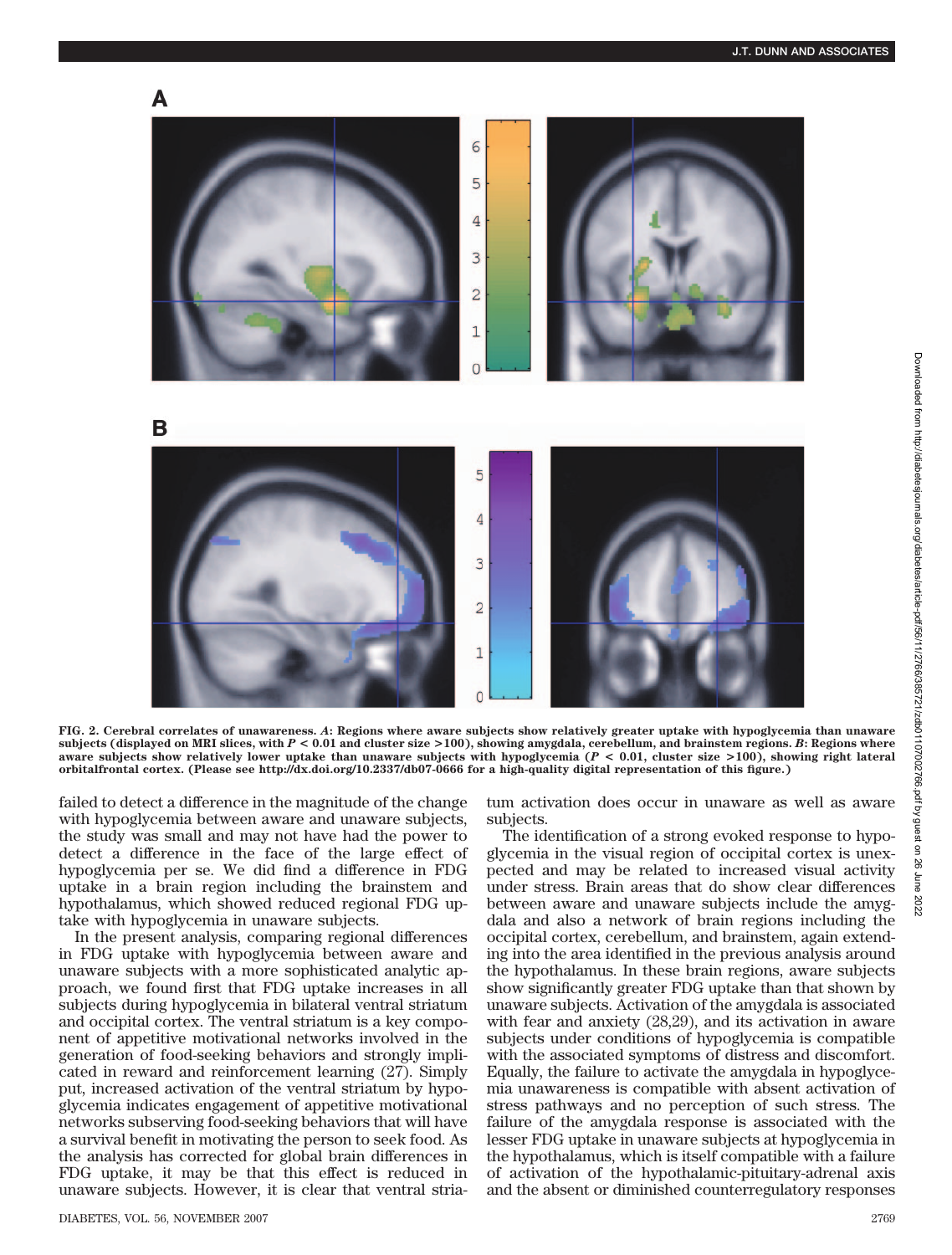FIG. 2. Cerebral correlates of unawareness. *A*: Regions where aware subjects show relatively greater uptake with hypoglycemia than unaware subjects (displayed on MRI slices, with $P < 0.01$ and cluster size >100), showing amygdala, cerebellum, and brainstem regions. *B*: Regions where aware subjects show relatively lower uptake than unaware subjects with hypoglycemia ($P < 0.01$, cluster size >100), showing right lateral orbitalfrontal cortex. (Please see http://dx.doi.org/10.2337/db07-0666 for a high-quality digital representation of this figure.)

failed to detect a difference in the magnitude of the change with hypoglycemia between aware and unaware subjects, the study was small and may not have had the power to detect a difference in the face of the large effect of hypoglycemia per se. We did find a difference in FDG uptake in a brain region including the brainstem and hypothalamus, which showed reduced regional FDG uptake with hypoglycemia in unaware subjects.

In the present analysis, comparing regional differences in FDG uptake with hypoglycemia between aware and unaware subjects with a more sophisticated analytic approach, we found first that FDG uptake increases in all subjects during hypoglycemia in bilateral ventral striatum and occipital cortex. The ventral striatum is a key component of appetitive motivational networks involved in the generation of food-seeking behaviors and strongly implicated in reward and reinforcement learning (27). Simply put, increased activation of the ventral striatum by hypoglycemia indicates engagement of appetitive motivational networks subserving food-seeking behaviors that will have a survival benefit in motivating the person to seek food. As the analysis has corrected for global brain differences in FDG uptake, it may be that this effect is reduced in unaware subjects. However, it is clear that ventral striatum activation does occur in unaware as well as aware subjects.

The identification of a strong evoked response to hypoglycemia in the visual region of occipital cortex is unexpected and may be related to increased visual activity under stress. Brain areas that do show clear differences between aware and unaware subjects include the amygdala and also a network of brain regions including the occipital cortex, cerebellum, and brainstem, again extending into the area identified in the previous analysis around the hypothalamus. In these brain regions, aware subjects show significantly greater FDG uptake than that shown by unaware subjects. Activation of the amygdala is associated with fear and anxiety (28,29), and its activation in aware subjects under conditions of hypoglycemia is compatible with the associated symptoms of distress and discomfort. Equally, the failure to activate the amygdala in hypoglycemia unawareness is compatible with absent activation of stress pathways and no perception of such stress. The failure of the amygdala response is associated with the lesser FDG uptake in unaware subjects at hypoglycemia in the hypothalamus, which is itself compatible with a failure of activation of the hypothalamic-pituitary-adrenal axis and the absent or diminished counterregulatory responses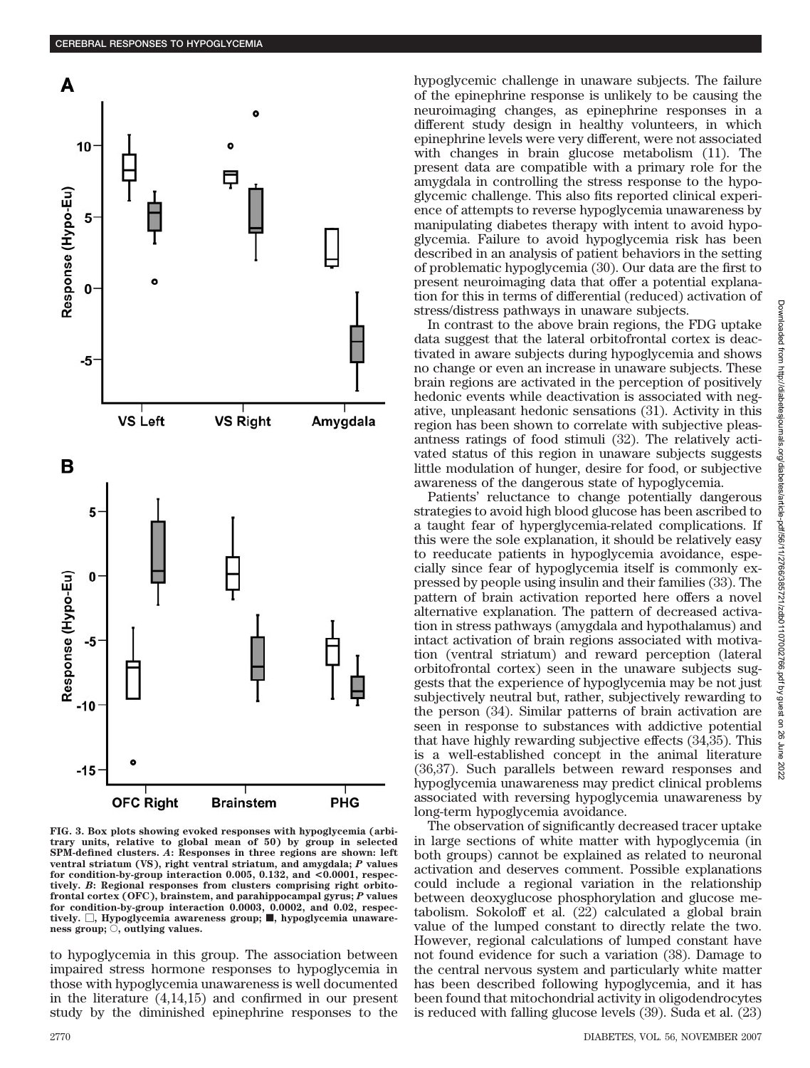FIG. 3. Box plots showing evoked responses with hypoglycemia (arbitrary units, relative to global mean of 50) by group in selected SPM-defined clusters. *A*: Responses in three regions are shown: left ventral striatum (VS), right ventral striatum, and amygdala; *P* values for condition-by-group interaction 0.005, 0.132, and <0.0001, respectively. *B*: Regional responses from clusters comprising right orbitofrontal cortex (OFC), brainstem, and parahippocampal gyrus; *P* values for condition-by-group interaction 0.0003, 0.0002, and 0.02, respectively. □, Hypoglycemia awareness group; ■, hypoglycemia unawareness group; ○, outlying values.

to hypoglycemia in this group. The association between impaired stress hormone responses to hypoglycemia in those with hypoglycemia unawareness is well documented in the literature (4,14,15) and confirmed in our present study by the diminished epinephrine responses to the hypoglycemic challenge in unaware subjects. The failure of the epinephrine response is unlikely to be causing the neuroimaging changes, as epinephrine responses in a different study design in healthy volunteers, in which epinephrine levels were very different, were not associated with changes in brain glucose metabolism (11). The present data are compatible with a primary role for the amygdala in controlling the stress response to the hypoglycemic challenge. This also fits reported clinical experience of attempts to reverse hypoglycemia unawareness by manipulating diabetes therapy with intent to avoid hypoglycemia. Failure to avoid hypoglycemia risk has been described in an analysis of patient behaviors in the setting of problematic hypoglycemia (30). Our data are the first to present neuroimaging data that offer a potential explanation for this in terms of differential (reduced) activation of stress/distress pathways in unaware subjects.

In contrast to the above brain regions, the FDG uptake data suggest that the lateral orbitofrontal cortex is deactivated in aware subjects during hypoglycemia and shows no change or even an increase in unaware subjects. These brain regions are activated in the perception of positively hedonic events while deactivation is associated with negative, unpleasant hedonic sensations (31). Activity in this region has been shown to correlate with subjective pleasantness ratings of food stimuli (32). The relatively activated status of this region in unaware subjects suggests little modulation of hunger, desire for food, or subjective awareness of the dangerous state of hypoglycemia.

Patients' reluctance to change potentially dangerous strategies to avoid high blood glucose has been ascribed to a taught fear of hyperglycemia-related complications. If this were the sole explanation, it should be relatively easy to reeducate patients in hypoglycemia avoidance, especially since fear of hypoglycemia itself is commonly expressed by people using insulin and their families (33). The pattern of brain activation reported here offers a novel alternative explanation. The pattern of decreased activation in stress pathways (amygdala and hypothalamus) and intact activation of brain regions associated with motivation (ventral striatum) and reward perception (lateral orbitofrontal cortex) seen in the unaware subjects suggests that the experience of hypoglycemia may be not just subjectively neutral but, rather, subjectively rewarding to the person (34). Similar patterns of brain activation are seen in response to substances with addictive potential that have highly rewarding subjective effects (34,35). This is a well-established concept in the animal literature (36,37). Such parallels between reward responses and hypoglycemia unawareness may predict clinical problems associated with reversing hypoglycemia unawareness by long-term hypoglycemia avoidance.

The observation of significantly decreased tracer uptake in large sections of white matter with hypoglycemia (in both groups) cannot be explained as related to neuronal activation and deserves comment. Possible explanations could include a regional variation in the relationship between deoxyglucose phosphorylation and glucose metabolism. Sokoloff et al. (22) calculated a global brain value of the lumped constant to directly relate the two. However, regional calculations of lumped constant have not found evidence for such a variation (38). Damage to the central nervous system and particularly white matter has been described following hypoglycemia, and it has been found that mitochondrial activity in oligodendrocytes is reduced with falling glucose levels (39). Suda et al. (23)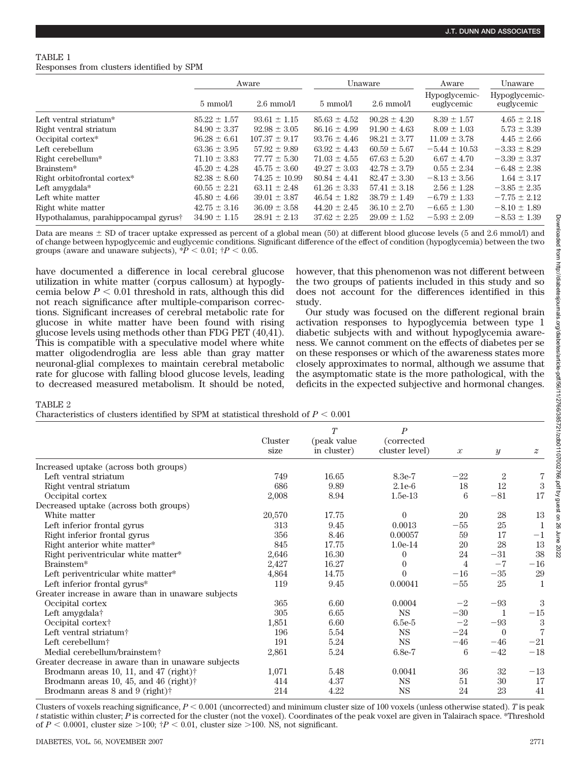TABLE 1
Responses from clusters identified by SPM

| | Aware | | Unaware | | Aware | Unaware |
|---|---|---|---|---|---|---|
| | 5 mmol/l | 2.6 mmol/l | 5 mmol/l | 2.6 mmol/l | Hypoglycemic-euglycemic | Hypoglycemic-euglycemic |
| Left ventral striatum* | 85.22 ± 1.57 | 93.61 ± 1.15 | 85.63 ± 4.52 | 90.28 ± 4.20 | 8.39 ± 1.57 | 4.65 ± 2.18 |
| Right ventral striatum | 84.90 ± 3.37 | 92.98 ± 3.05 | 86.16 ± 4.99 | 91.90 ± 4.63 | 8.09 ± 1.03 | 5.73 ± 3.39 |
| Occipital cortex* | 96.28 ± 6.61 | 107.37 ± 9.17 | 93.76 ± 4.46 | 98.21 ± 3.77 | 11.09 ± 3.78 | 4.45 ± 2.66 |
| Left cerebellum | 63.36 ± 3.95 | 57.92 ± 9.89 | 63.92 ± 4.43 | 60.59 ± 5.67 | −5.44 ± 10.53 | −3.33 ± 8.29 |
| Right cerebellum* | 71.10 ± 3.83 | 77.77 ± 5.30 | 71.03 ± 4.55 | 67.63 ± 5.20 | 6.67 ± 4.70 | −3.39 ± 3.37 |
| Brainstem* | 45.20 ± 4.28 | 45.75 ± 3.60 | 49.27 ± 3.03 | 42.78 ± 3.79 | 0.55 ± 2.34 | −6.48 ± 2.38 |
| Right orbitofrontal cortex* | 82.38 ± 8.60 | 74.25 ± 10.99 | 80.84 ± 4.41 | 82.47 ± 3.30 | −8.13 ± 3.56 | 1.64 ± 3.17 |
| Left amygdala* | 60.55 ± 2.21 | 63.11 ± 2.48 | 61.26 ± 3.33 | 57.41 ± 3.18 | 2.56 ± 1.28 | −3.85 ± 2.35 |
| Left white matter | 45.80 ± 4.66 | 39.01 ± 3.87 | 46.54 ± 1.82 | 38.79 ± 1.49 | −6.79 ± 1.33 | −7.75 ± 2.12 |
| Right white matter | 42.75 ± 3.16 | 36.09 ± 3.58 | 44.20 ± 2.45 | 36.10 ± 2.70 | −6.65 ± 1.30 | −8.10 ± 1.89 |
| Hypothalamus, parahippocampal gyrus† | 34.90 ± 1.15 | 28.91 ± 2.13 | 37.62 ± 2.25 | 29.09 ± 1.52 | −5.93 ± 2.09 | −8.53 ± 1.39 |

Data are means ± SD of tracer uptake expressed as percent of a global mean (50) at different blood glucose levels (5 and 2.6 mmol/l) and of change between hypoglycemic and euglycemic conditions. Significant difference of the effect of condition (hypoglycemia) between the two groups (aware and unaware subjects), *$P < 0.01$; †$P < 0.05$.

have documented a difference in local cerebral glucose utilization in white matter (corpus callosum) at hypoglycemia below $P < 0.01$ threshold in rats, although this did not reach significance after multiple-comparison corrections. Significant increases of cerebral metabolic rate for glucose in white matter have been found with rising glucose levels using methods other than FDG PET (40,41). This is compatible with a speculative model where white matter oligodendroglia are less able than gray matter neuronal-glial complexes to maintain cerebral metabolic rate for glucose with falling blood glucose levels, leading to decreased measured metabolism. It should be noted, however, that this phenomenon was not different between the two groups of patients included in this study and so does not account for the differences identified in this study.

Our study was focused on the different regional brain activation responses to hypoglycemia between type 1 diabetic subjects with and without hypoglycemia awareness. We cannot comment on the effects of diabetes per se on these responses or which of the awareness states more closely approximates to normal, although we assume that the asymptomatic state is the more pathological, with the deficits in the expected subjective and hormonal changes.

TABLE 2
Characteristics of clusters identified by SPM at statistical threshold of $P < 0.001$

| | Cluster size | $T$ (peak value in cluster) | $P$ (corrected cluster level) | $x$ | $y$ | $z$ |
|---|---|---|---|---|---|---|
| Increased uptake (across both groups) | | | | | | |
| Left ventral striatum | 749 | 16.65 | 8.3e-7 | −22 | 2 | 7 |
| Right ventral striatum | 686 | 9.89 | 2.1e-6 | 18 | 12 | 3 |
| Occipital cortex | 2,008 | 8.94 | 1.5e-13 | 6 | −81 | 17 |
| Decreased uptake (across both groups) | | | | | | |
| White matter | 20,570 | 17.75 | 0 | 20 | 28 | 13 |
| Left inferior frontal gyrus | 313 | 9.45 | 0.0013 | −55 | 25 | 1 |
| Right inferior frontal gyrus | 356 | 8.46 | 0.00057 | 59 | 17 | −1 |
| Right anterior white matter* | 845 | 17.75 | 1.0e-14 | 20 | 28 | 13 |
| Right periventricular white matter* | 2,646 | 16.30 | 0 | 24 | −31 | 38 |
| Brainstem* | 2,427 | 16.27 | 0 | 4 | −7 | −16 |
| Left periventricular white matter* | 4,864 | 14.75 | 0 | −16 | −35 | 29 |
| Left inferior frontal gyrus* | 119 | 9.45 | 0.00041 | −55 | 25 | 1 |
| Greater increase in aware than in unaware subjects | | | | | | |
| Occipital cortex | 365 | 6.60 | 0.0004 | −2 | −93 | 3 |
| Left amygdala† | 305 | 6.65 | NS | −30 | 1 | −15 |
| Occipital cortex† | 1,851 | 6.60 | 6.5e-5 | −2 | −93 | 3 |
| Left ventral striatum† | 196 | 5.54 | NS | −24 | 0 | 7 |
| Left cerebellum† | 191 | 5.24 | NS | −46 | −46 | −21 |
| Medial cerebellum/brainstem† | 2,861 | 5.24 | 6.8e-7 | 6 | −42 | −18 |
| Greater decrease in aware than in unaware subjects | | | | | | |
| Brodmann areas 10, 11, and 47 (right)† | 1,071 | 5.48 | 0.0041 | 36 | 32 | −13 |
| Brodmann areas 10, 45, and 46 (right)† | 414 | 4.37 | NS | 51 | 30 | 17 |
| Brodmann areas 8 and 9 (right)† | 214 | 4.22 | NS | 24 | 23 | 41 |

Clusters of voxels reaching significance, $P < 0.001$ (uncorrected) and minimum cluster size of 100 voxels (unless otherwise stated). $T$ is peak $t$ statistic within cluster; $P$ is corrected for the cluster (not the voxel). Coordinates of the peak voxel are given in Talairach space. *Threshold of $P < 0.0001$, cluster size >100; †$P < 0.01$, cluster size >100. NS, not significant.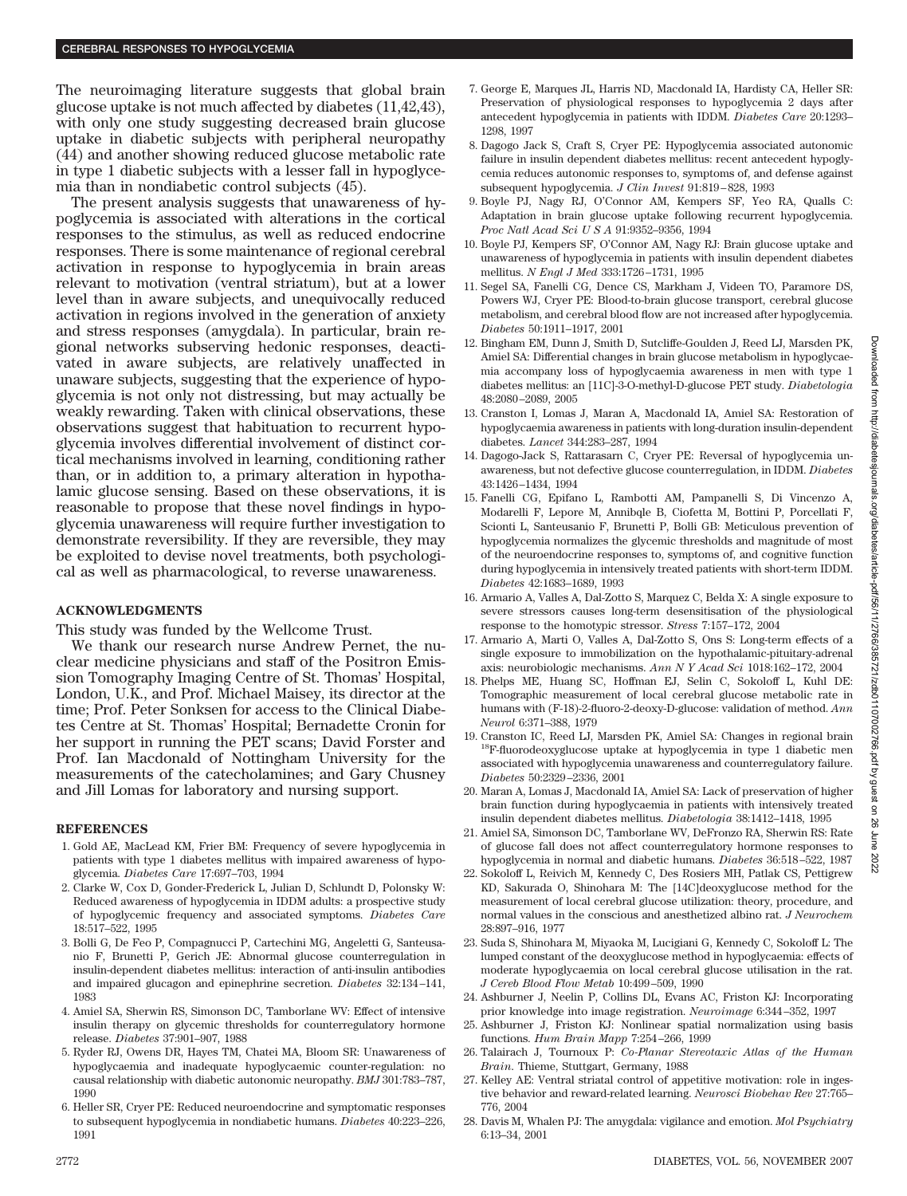The neuroimaging literature suggests that global brain glucose uptake is not much affected by diabetes (11,42,43), with only one study suggesting decreased brain glucose uptake in diabetic subjects with peripheral neuropathy (44) and another showing reduced glucose metabolic rate in type 1 diabetic subjects with a lesser fall in hypoglycemia than in nondiabetic control subjects (45).

The present analysis suggests that unawareness of hypoglycemia is associated with alterations in the cortical responses to the stimulus, as well as reduced endocrine responses. There is some maintenance of regional cerebral activation in response to hypoglycemia in brain areas relevant to motivation (ventral striatum), but at a lower level than in aware subjects, and unequivocally reduced activation in regions involved in the generation of anxiety and stress responses (amygdala). In particular, brain regional networks subserving hedonic responses, deactivated in aware subjects, are relatively unaffected in unaware subjects, suggesting that the experience of hypoglycemia is not only not distressing, but may actually be weakly rewarding. Taken with clinical observations, these observations suggest that habituation to recurrent hypoglycemia involves differential involvement of distinct cortical mechanisms involved in learning, conditioning rather than, or in addition to, a primary alteration in hypothalamic glucose sensing. Based on these observations, it is reasonable to propose that these novel findings in hypoglycemia unawareness will require further investigation to demonstrate reversibility. If they are reversible, they may be exploited to devise novel treatments, both psychological as well as pharmacological, to reverse unawareness.

## ACKNOWLEDGMENTS

This study was funded by the Wellcome Trust.

We thank our research nurse Andrew Pernet, the nuclear medicine physicians and staff of the Positron Emission Tomography Imaging Centre of St. Thomas' Hospital, London, U.K., and Prof. Michael Maisey, its director at the time; Prof. Peter Sonksen for access to the Clinical Diabetes Centre at St. Thomas' Hospital; Bernadette Cronin for her support in running the PET scans; David Forster and Prof. Ian Macdonald of Nottingham University for the measurements of the catecholamines; and Gary Chusney and Jill Lomas for laboratory and nursing support.

## REFERENCES

1. Gold AE, MacLead KM, Frier BM: Frequency of severe hypoglycemia in patients with type 1 diabetes mellitus with impaired awareness of hypoglycemia. *Diabetes Care* 17:697–703, 1994
2. Clarke W, Cox D, Gonder-Frederick L, Julian D, Schlundt D, Polonsky W: Reduced awareness of hypoglycemia in IDDM adults: a prospective study of hypoglycemic frequency and associated symptoms. *Diabetes Care* 18:517–522, 1995
3. Bolli G, De Feo P, Compagnucci P, Cartechini MG, Angeletti G, Santeusanio F, Brunetti P, Gerich JE: Abnormal glucose counterregulation in insulin-dependent diabetes mellitus: interaction of anti-insulin antibodies and impaired glucagon and epinephrine secretion. *Diabetes* 32:134–141, 1983
4. Amiel SA, Sherwin RS, Simonson DC, Tamborlane WV: Effect of intensive insulin therapy on glycemic thresholds for counterregulatory hormone release. *Diabetes* 37:901–907, 1988
5. Ryder RJ, Owens DR, Hayes TM, Chatei MA, Bloom SR: Unawareness of hypoglycaemia and inadequate hypoglycaemic counter-regulation: no causal relationship with diabetic autonomic neuropathy. *BMJ* 301:783–787, 1990
6. Heller SR, Cryer PE: Reduced neuroendocrine and symptomatic responses to subsequent hypoglycemia in nondiabetic humans. *Diabetes* 40:223–226, 1991
7. George E, Marques JL, Harris ND, Macdonald IA, Hardisty CA, Heller SR: Preservation of physiological responses to hypoglycemia 2 days after antecedent hypoglycemia in patients with IDDM. *Diabetes Care* 20:1293–1298, 1997
8. Dagogo Jack S, Craft S, Cryer PE: Hypoglycemia associated autonomic failure in insulin dependent diabetes mellitus: recent antecedent hypoglycemia reduces autonomic responses to, symptoms of, and defense against subsequent hypoglycemia. *J Clin Invest* 91:819–828, 1993
9. Boyle PJ, Nagy RJ, O'Connor AM, Kempers SF, Yeo RA, Qualls C: Adaptation in brain glucose uptake following recurrent hypoglycemia. *Proc Natl Acad Sci U S A* 91:9352–9356, 1994
10. Boyle PJ, Kempers SF, O'Connor AM, Nagy RJ: Brain glucose uptake and unawareness of hypoglycemia in patients with insulin dependent diabetes mellitus. *N Engl J Med* 333:1726–1731, 1995
11. Segel SA, Fanelli CG, Dence CS, Markham J, Videen TO, Paramore DS, Powers WJ, Cryer PE: Blood-to-brain glucose transport, cerebral glucose metabolism, and cerebral blood flow are not increased after hypoglycemia. *Diabetes* 50:1911–1917, 2001
12. Bingham EM, Dunn J, Smith D, Sutcliffe-Goulden J, Reed LJ, Marsden PK, Amiel SA: Differential changes in brain glucose metabolism in hypoglycaemia accompany loss of hypoglycaemia awareness in men with type 1 diabetes mellitus: an [11C]-3-O-methyl-D-glucose PET study. *Diabetologia* 48:2080–2089, 2005
13. Cranston I, Lomas J, Maran A, Macdonald IA, Amiel SA: Restoration of hypoglycaemia awareness in patients with long-duration insulin-dependent diabetes. *Lancet* 344:283–287, 1994
14. Dagogo-Jack S, Rattarasarn C, Cryer PE: Reversal of hypoglycemia unawareness, but not defective glucose counterregulation, in IDDM. *Diabetes* 43:1426–1434, 1994
15. Fanelli CG, Epifano L, Rambotti AM, Pampanelli S, Di Vincenzo A, Modarelli F, Lepore M, Annibqle B, Ciofetta M, Bottini P, Porcellati F, Scionti L, Santeusanio F, Brunetti P, Bolli GB: Meticulous prevention of hypoglycemia normalizes the glycemic thresholds and magnitude of most of the neuroendocrine responses to, symptoms of, and cognitive function during hypoglycemia in intensively treated patients with short-term IDDM. *Diabetes* 42:1683–1689, 1993
16. Armario A, Valles A, Dal-Zotto S, Marquez C, Belda X: A single exposure to severe stressors causes long-term desensitisation of the physiological response to the homotypic stressor. *Stress* 7:157–172, 2004
17. Armario A, Marti O, Valles A, Dal-Zotto S, Ons S: Long-term effects of a single exposure to immobilization on the hypothalamic-pituitary-adrenal axis: neurobiologic mechanisms. *Ann N Y Acad Sci* 1018:162–172, 2004
18. Phelps ME, Huang SC, Hoffman EJ, Selin C, Sokoloff L, Kuhl DE: Tomographic measurement of local cerebral glucose metabolic rate in humans with (F-18)-2-fluoro-2-deoxy-D-glucose: validation of method. *Ann Neurol* 6:371–388, 1979
19. Cranston IC, Reed LJ, Marsden PK, Amiel SA: Changes in regional brain $^{18}$F-fluorodeoxyglucose uptake at hypoglycemia in type 1 diabetic men associated with hypoglycemia unawareness and counterregulatory failure. *Diabetes* 50:2329–2336, 2001
20. Maran A, Lomas J, Macdonald IA, Amiel SA: Lack of preservation of higher brain function during hypoglycaemia in patients with intensively treated insulin dependent diabetes mellitus. *Diabetologia* 38:1412–1418, 1995
21. Amiel SA, Simonson DC, Tamborlane WV, DeFronzo RA, Sherwin RS: Rate of glucose fall does not affect counterregulatory hormone responses to hypoglycemia in normal and diabetic humans. *Diabetes* 36:518–522, 1987
22. Sokoloff L, Reivich M, Kennedy C, Des Rosiers MH, Patlak CS, Pettigrew KD, Sakurada O, Shinohara M: The [14C]deoxyglucose method for the measurement of local cerebral glucose utilization: theory, procedure, and normal values in the conscious and anesthetized albino rat. *J Neurochem* 28:897–916, 1977
23. Suda S, Shinohara M, Miyaoka M, Lucigiani G, Kennedy C, Sokoloff L: The lumped constant of the deoxyglucose method in hypoglycaemia: effects of moderate hypoglycaemia on local cerebral glucose utilisation in the rat. *J Cereb Blood Flow Metab* 10:499–509, 1990
24. Ashburner J, Neelin P, Collins DL, Evans AC, Friston KJ: Incorporating prior knowledge into image registration. *Neuroimage* 6:344–352, 1997
25. Ashburner J, Friston KJ: Nonlinear spatial normalization using basis functions. *Hum Brain Mapp* 7:254–266, 1999
26. Talairach J, Tournoux P: *Co-Planar Stereotaxic Atlas of the Human Brain*. Thieme, Stuttgart, Germany, 1988
27. Kelley AE: Ventral striatal control of appetitive motivation: role in ingestive behavior and reward-related learning. *Neurosci Biobehav Rev* 27:765–776, 2004
28. Davis M, Whalen PJ: The amygdala: vigilance and emotion. *Mol Psychiatry* 6:13–34, 2001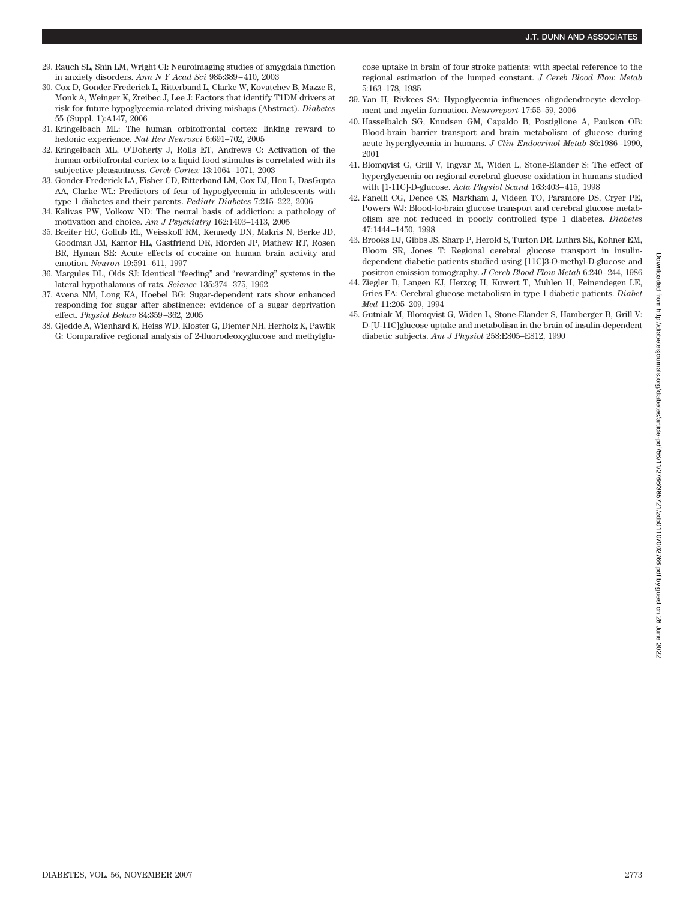29. Rauch SL, Shin LM, Wright CI: Neuroimaging studies of amygdala function in anxiety disorders. *Ann N Y Acad Sci* 985:389–410, 2003
30. Cox D, Gonder-Frederick L, Ritterband L, Clarke W, Kovatchev B, Mazze R, Monk A, Weinger K, Zreibec J, Lee J: Factors that identify T1DM drivers at risk for future hypoglycemia-related driving mishaps (Abstract). *Diabetes* 55 (Suppl. 1):A147, 2006
31. Kringelbach ML: The human orbitofrontal cortex: linking reward to hedonic experience. *Nat Rev Neurosci* 6:691–702, 2005
32. Kringelbach ML, O'Doherty J, Rolls ET, Andrews C: Activation of the human orbitofrontal cortex to a liquid food stimulus is correlated with its subjective pleasantness. *Cereb Cortex* 13:1064–1071, 2003
33. Gonder-Frederick LA, Fisher CD, Ritterband LM, Cox DJ, Hou L, DasGupta AA, Clarke WL: Predictors of fear of hypoglycemia in adolescents with type 1 diabetes and their parents. *Pediatr Diabetes* 7:215–222, 2006
34. Kalivas PW, Volkow ND: The neural basis of addiction: a pathology of motivation and choice. *Am J Psychiatry* 162:1403–1413, 2005
35. Breiter HC, Gollub RL, Weisskoff RM, Kennedy DN, Makris N, Berke JD, Goodman JM, Kantor HL, Gastfriend DR, Riorden JP, Mathew RT, Rosen BR, Hyman SE: Acute effects of cocaine on human brain activity and emotion. *Neuron* 19:591–611, 1997
36. Margules DL, Olds SJ: Identical "feeding" and "rewarding" systems in the lateral hypothalamus of rats. *Science* 135:374–375, 1962
37. Avena NM, Long KA, Hoebel BG: Sugar-dependent rats show enhanced responding for sugar after abstinence: evidence of a sugar deprivation effect. *Physiol Behav* 84:359–362, 2005
38. Gjedde A, Wienhard K, Heiss WD, Kloster G, Diemer NH, Herholz K, Pawlik G: Comparative regional analysis of 2-fluorodeoxyglucose and methylglucose uptake in brain of four stroke patients: with special reference to the regional estimation of the lumped constant. *J Cereb Blood Flow Metab* 5:163–178, 1985
39. Yan H, Rivkees SA: Hypoglycemia influences oligodendrocyte development and myelin formation. *Neuroreport* 17:55–59, 2006
40. Hasselbalch SG, Knudsen GM, Capaldo B, Postiglione A, Paulson OB: Blood-brain barrier transport and brain metabolism of glucose during acute hyperglycemia in humans. *J Clin Endocrinol Metab* 86:1986–1990, 2001
41. Blomqvist G, Grill V, Ingvar M, Widen L, Stone-Elander S: The effect of hyperglycaemia on regional cerebral glucose oxidation in humans studied with [1-11C]-D-glucose. *Acta Physiol Scand* 163:403–415, 1998
42. Fanelli CG, Dence CS, Markham J, Videen TO, Paramore DS, Cryer PE, Powers WJ: Blood-to-brain glucose transport and cerebral glucose metabolism are not reduced in poorly controlled type 1 diabetes. *Diabetes* 47:1444–1450, 1998
43. Brooks DJ, Gibbs JS, Sharp P, Herold S, Turton DR, Luthra SK, Kohner EM, Bloom SR, Jones T: Regional cerebral glucose transport in insulin-dependent diabetic patients studied using [11C]3-O-methyl-D-glucose and positron emission tomography. *J Cereb Blood Flow Metab* 6:240–244, 1986
44. Ziegler D, Langen KJ, Herzog H, Kuwert T, Muhlen H, Feinendegen LE, Gries FA: Cerebral glucose metabolism in type 1 diabetic patients. *Diabet Med* 11:205–209, 1994
45. Gutniak M, Blomqvist G, Widen L, Stone-Elander S, Hamberger B, Grill V: D-[U-11C]glucose uptake and metabolism in the brain of insulin-dependent diabetic subjects. *Am J Physiol* 258:E805–E812, 1990